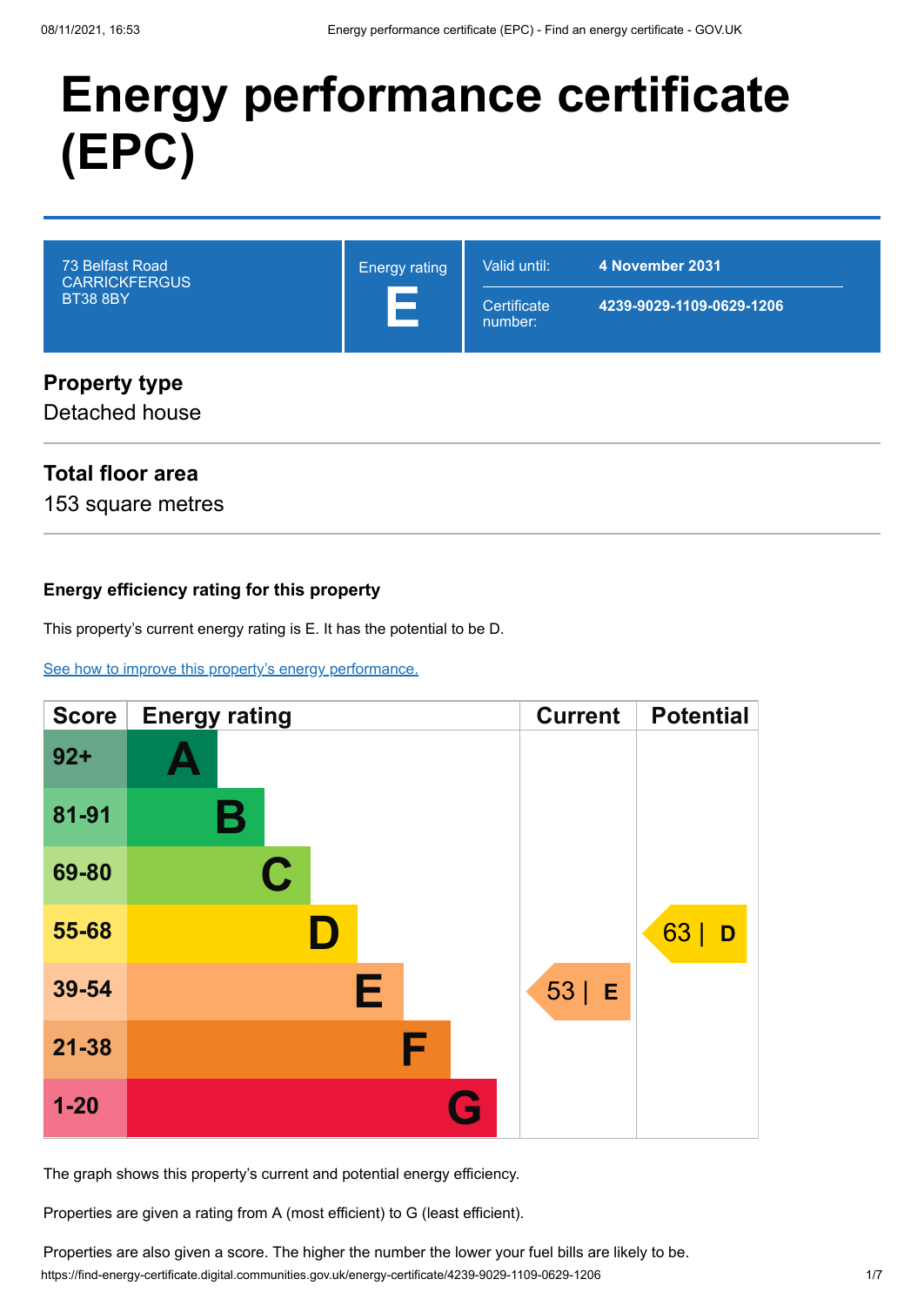# Energy performance certificate (EPC)

| 73 Belfast Road CARRICKFERGUS BT38 8BY | Energy rating **E** | Valid until: **4 November 2031** |
|---|---|---|
| | | Certificate number: **4239-9029-1109-0629-1206** |

## Property type

Detached house

## Total floor area

153 square metres

### Energy efficiency rating for this property

This property's current energy rating is E. It has the potential to be D.

See how to improve this property's energy performance.

| Score | Energy rating | Current | Potential |
|---|---|---|---|
| 92+ | A | | |
| 81-91 | B | | |
| 69-80 | C | | |
| 55-68 | D | | 63 \| D |
| 39-54 | E | 53 \| E | |
| 21-38 | F | | |
| 1-20 | G | | |

The graph shows this property's current and potential energy efficiency.

Properties are given a rating from A (most efficient) to G (least efficient).

Properties are also given a score. The higher the number the lower your fuel bills are likely to be.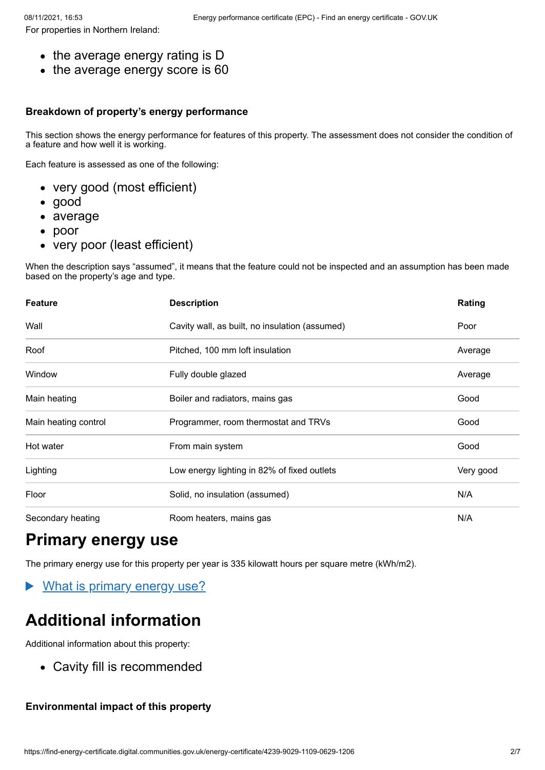For properties in Northern Ireland:

- the average energy rating is D
- the average energy score is 60

### Breakdown of property's energy performance

This section shows the energy performance for features of this property. The assessment does not consider the condition of a feature and how well it is working.

Each feature is assessed as one of the following:

- very good (most efficient)
- good
- average
- poor
- very poor (least efficient)

When the description says "assumed", it means that the feature could not be inspected and an assumption has been made based on the property's age and type.

| Feature | Description | Rating |
| --- | --- | --- |
| Wall | Cavity wall, as built, no insulation (assumed) | Poor |
| Roof | Pitched, 100 mm loft insulation | Average |
| Window | Fully double glazed | Average |
| Main heating | Boiler and radiators, mains gas | Good |
| Main heating control | Programmer, room thermostat and TRVs | Good |
| Hot water | From main system | Good |
| Lighting | Low energy lighting in 82% of fixed outlets | Very good |
| Floor | Solid, no insulation (assumed) | N/A |
| Secondary heating | Room heaters, mains gas | N/A |

## Primary energy use

The primary energy use for this property per year is 335 kilowatt hours per square metre (kWh/m2).

▶ What is primary energy use?

## Additional information

Additional information about this property:

- Cavity fill is recommended

### Environmental impact of this property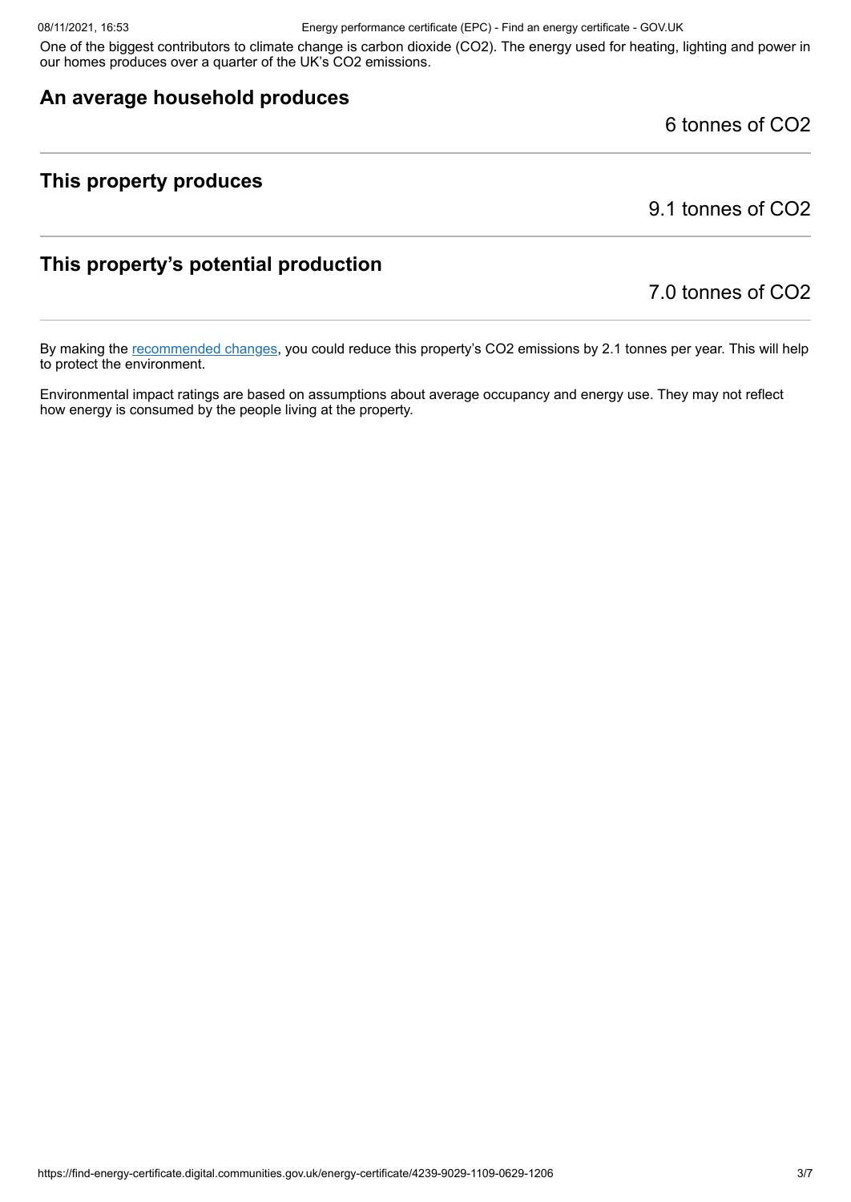One of the biggest contributors to climate change is carbon dioxide ($CO_2$). The energy used for heating, lighting and power in our homes produces over a quarter of the UK's $CO_2$ emissions.

## An average household produces

6 tonnes of $CO_2$

## This property produces

9.1 tonnes of $CO_2$

## This property's potential production

7.0 tonnes of $CO_2$

By making the recommended changes, you could reduce this property's $CO_2$ emissions by 2.1 tonnes per year. This will help to protect the environment.

Environmental impact ratings are based on assumptions about average occupancy and energy use. They may not reflect how energy is consumed by the people living at the property.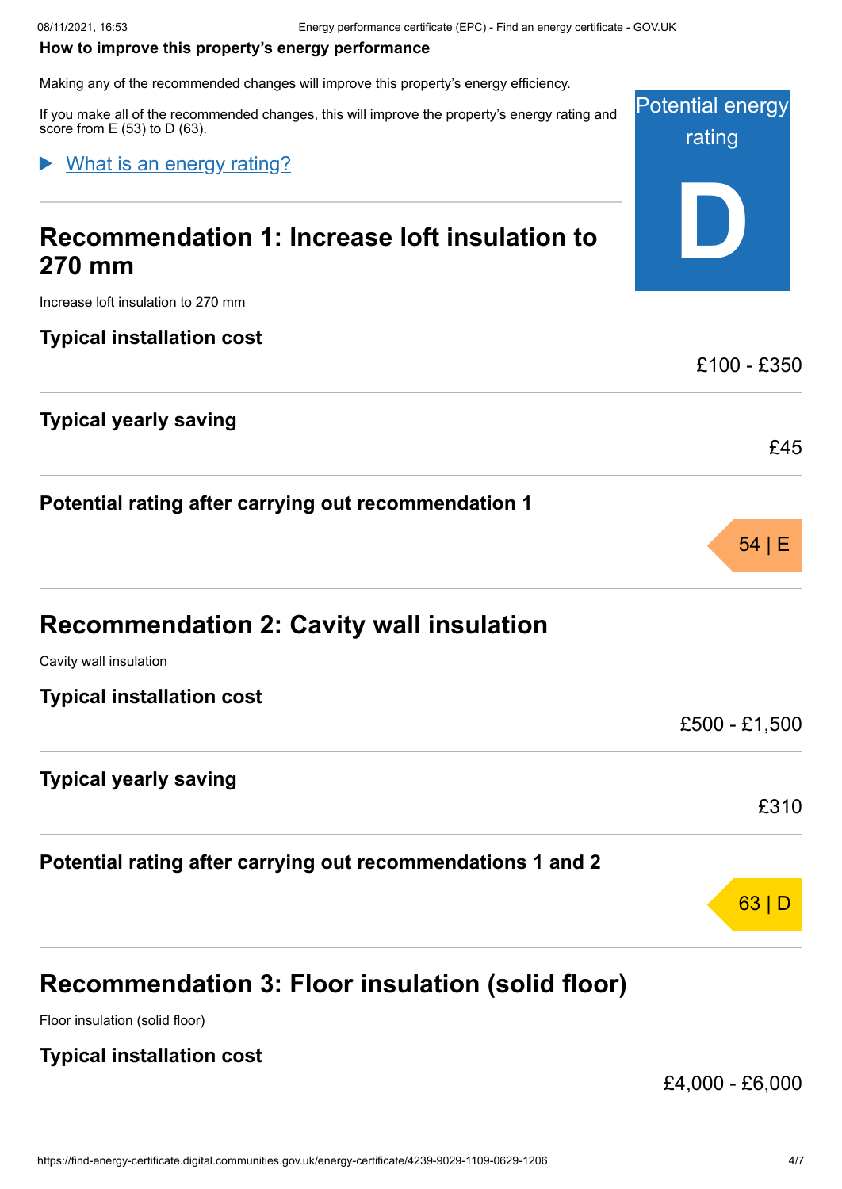**How to improve this property's energy performance**

Making any of the recommended changes will improve this property's energy efficiency.

If you make all of the recommended changes, this will improve the property's energy rating and score from E (53) to D (63).

Potential energy rating

D

▶ What is an energy rating?

## Recommendation 1: Increase loft insulation to 270 mm

Increase loft insulation to 270 mm

**Typical installation cost**

£100 - £350

**Typical yearly saving**

£45

**Potential rating after carrying out recommendation 1**

54 | E

## Recommendation 2: Cavity wall insulation

Cavity wall insulation

**Typical installation cost**

£500 - £1,500

**Typical yearly saving**

£310

**Potential rating after carrying out recommendations 1 and 2**

63 | D

## Recommendation 3: Floor insulation (solid floor)

Floor insulation (solid floor)

**Typical installation cost**

£4,000 - £6,000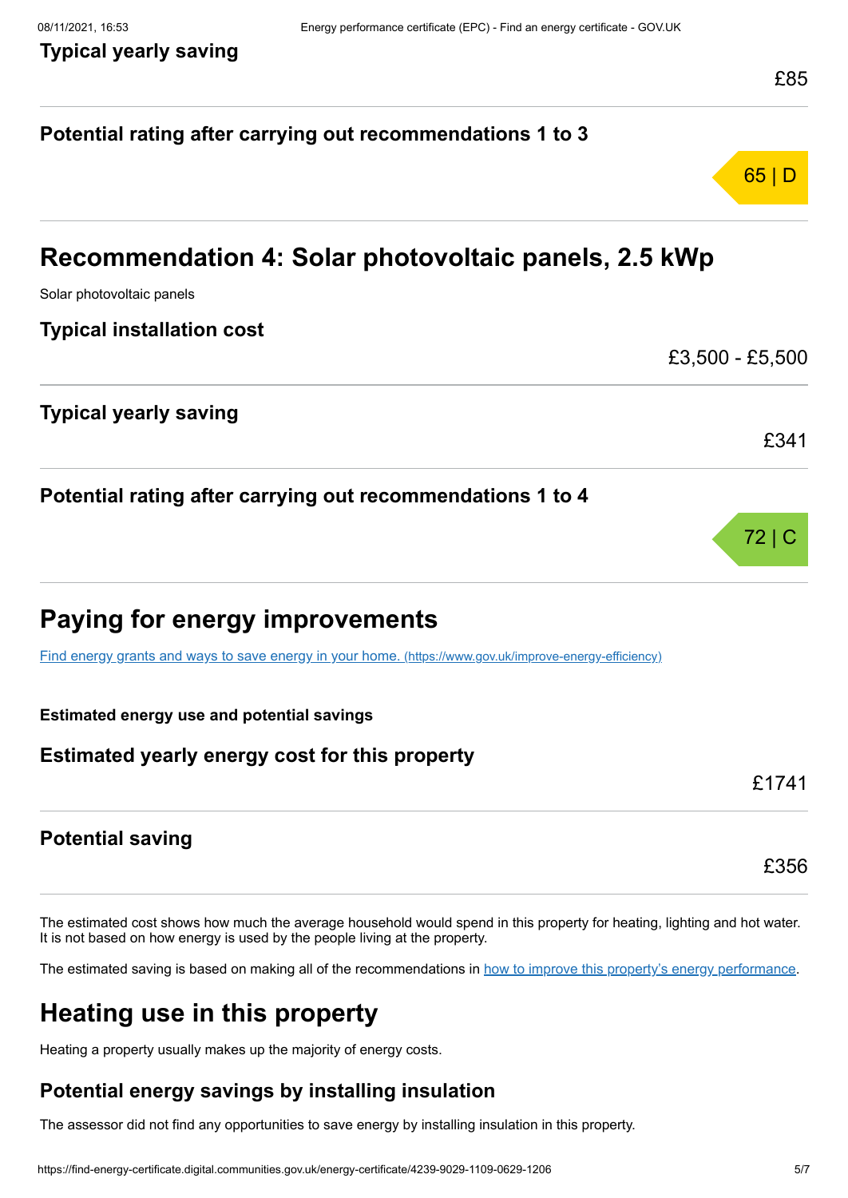**Typical yearly saving**

£85

**Potential rating after carrying out recommendations 1 to 3**

65 | D

## Recommendation 4: Solar photovoltaic panels, 2.5 kWp

Solar photovoltaic panels

**Typical installation cost**

£3,500 - £5,500

**Typical yearly saving**

£341

**Potential rating after carrying out recommendations 1 to 4**

72 | C

## Paying for energy improvements

[Find energy grants and ways to save energy in your home. (https://www.gov.uk/improve-energy-efficiency)](https://www.gov.uk/improve-energy-efficiency)

**Estimated energy use and potential savings**

**Estimated yearly energy cost for this property**

£1741

**Potential saving**

£356

The estimated cost shows how much the average household would spend in this property for heating, lighting and hot water. It is not based on how energy is used by the people living at the property.

The estimated saving is based on making all of the recommendations in how to improve this property's energy performance.

## Heating use in this property

Heating a property usually makes up the majority of energy costs.

### Potential energy savings by installing insulation

The assessor did not find any opportunities to save energy by installing insulation in this property.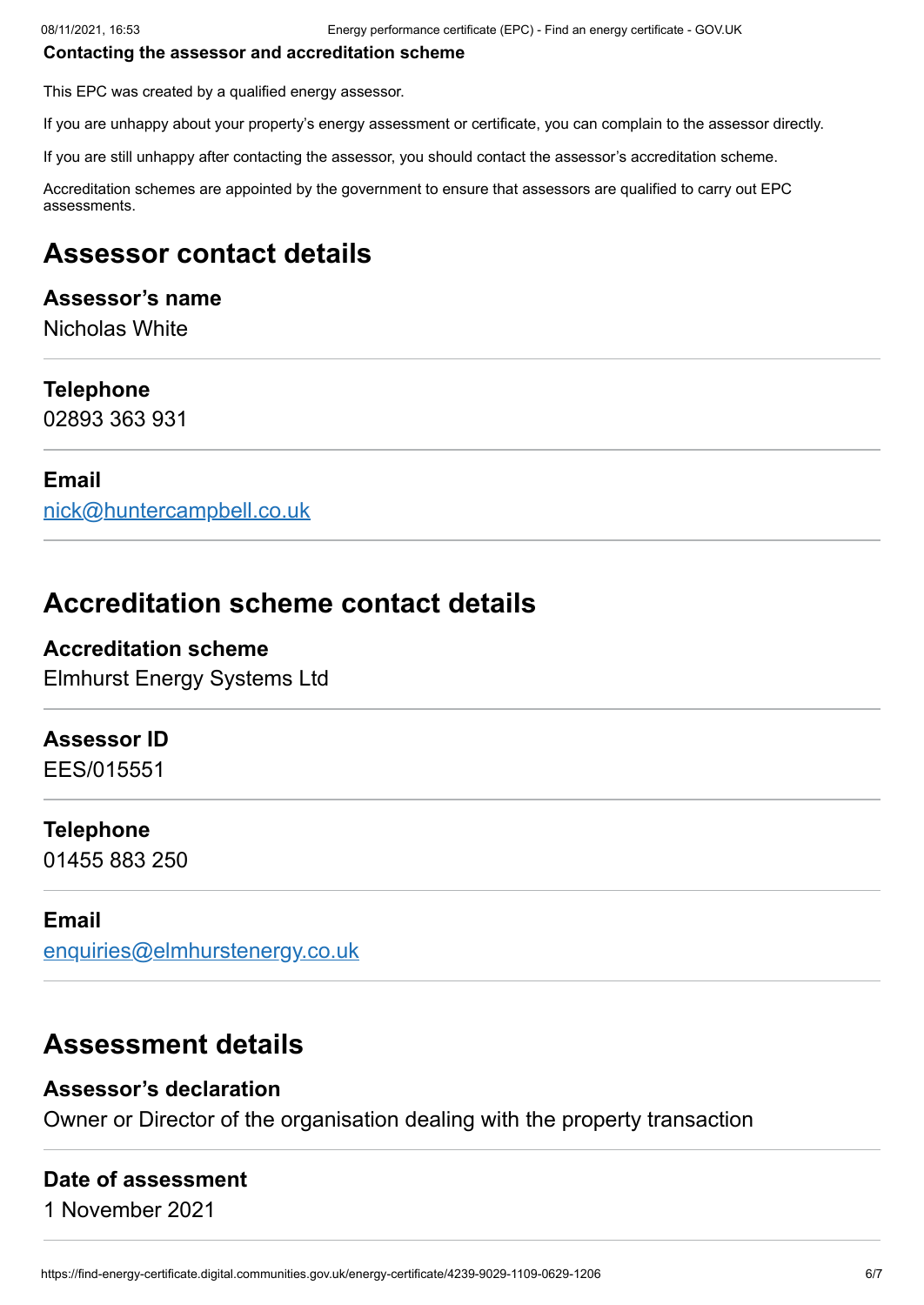**Contacting the assessor and accreditation scheme**

This EPC was created by a qualified energy assessor.

If you are unhappy about your property's energy assessment or certificate, you can complain to the assessor directly.

If you are still unhappy after contacting the assessor, you should contact the assessor's accreditation scheme.

Accreditation schemes are appointed by the government to ensure that assessors are qualified to carry out EPC assessments.

## Assessor contact details

### Assessor's name

Nicholas White

### Telephone

02893 363 931

### Email

nick@huntercampbell.co.uk

## Accreditation scheme contact details

### Accreditation scheme

Elmhurst Energy Systems Ltd

### Assessor ID

EES/015551

### Telephone

01455 883 250

### Email

enquiries@elmhurstenergy.co.uk

## Assessment details

### Assessor's declaration

Owner or Director of the organisation dealing with the property transaction

### Date of assessment

1 November 2021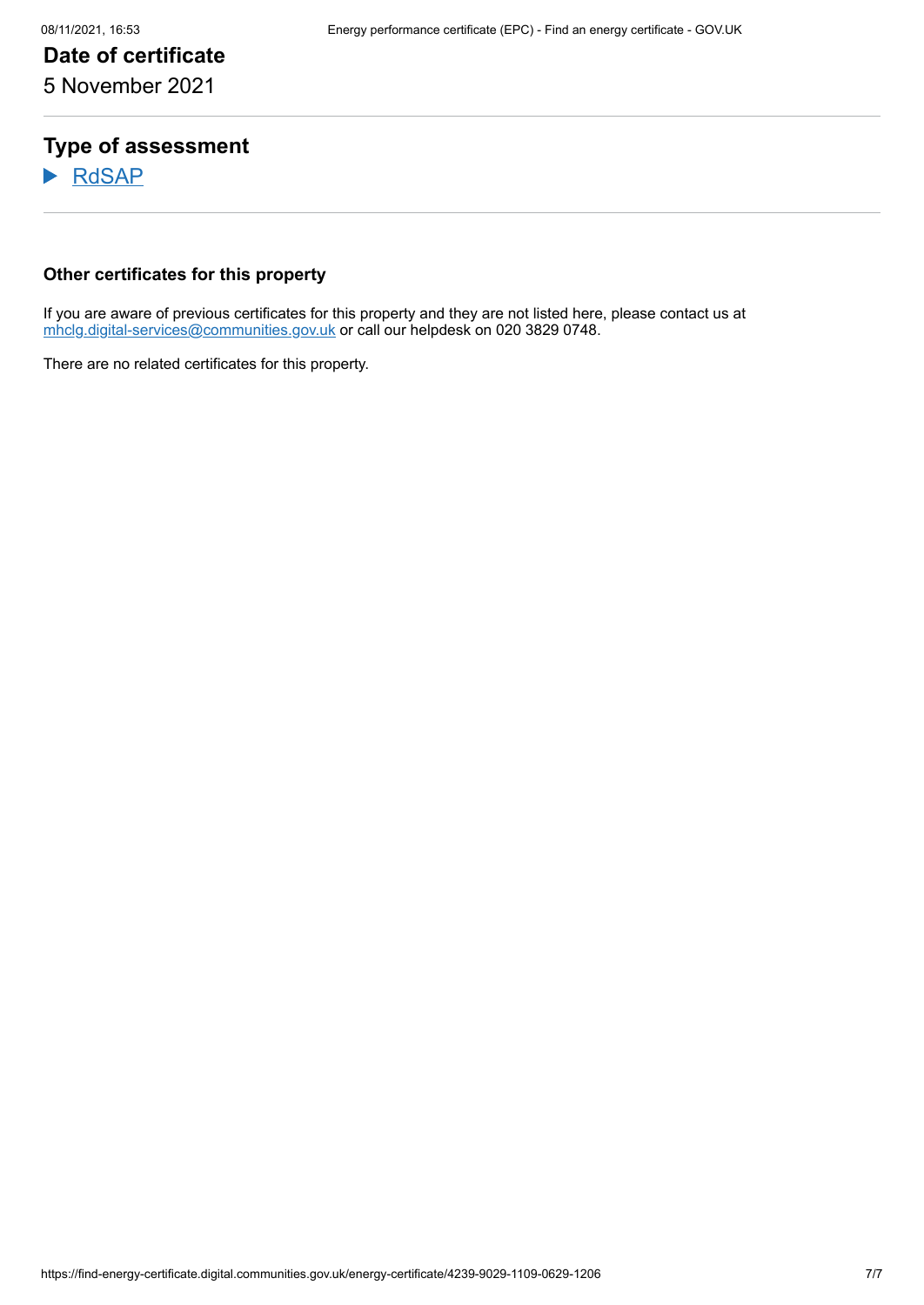## Date of certificate

5 November 2021

## Type of assessment

▶ RdSAP

### Other certificates for this property

If you are aware of previous certificates for this property and they are not listed here, please contact us at mhclg.digital-services@communities.gov.uk or call our helpdesk on 020 3829 0748.

There are no related certificates for this property.